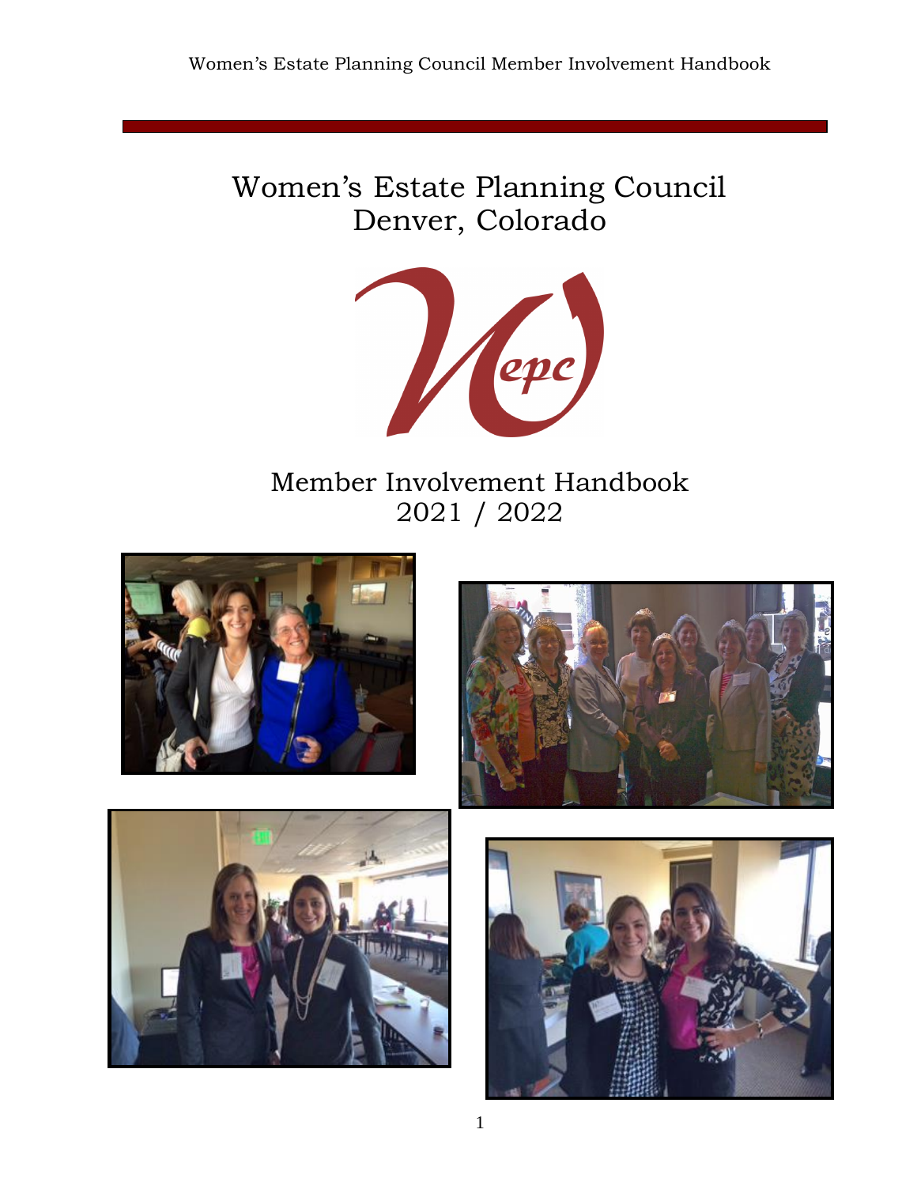# Women's Estate Planning Council
# Denver, Colorado

## Member Involvement Handbook
## 2021 / 2022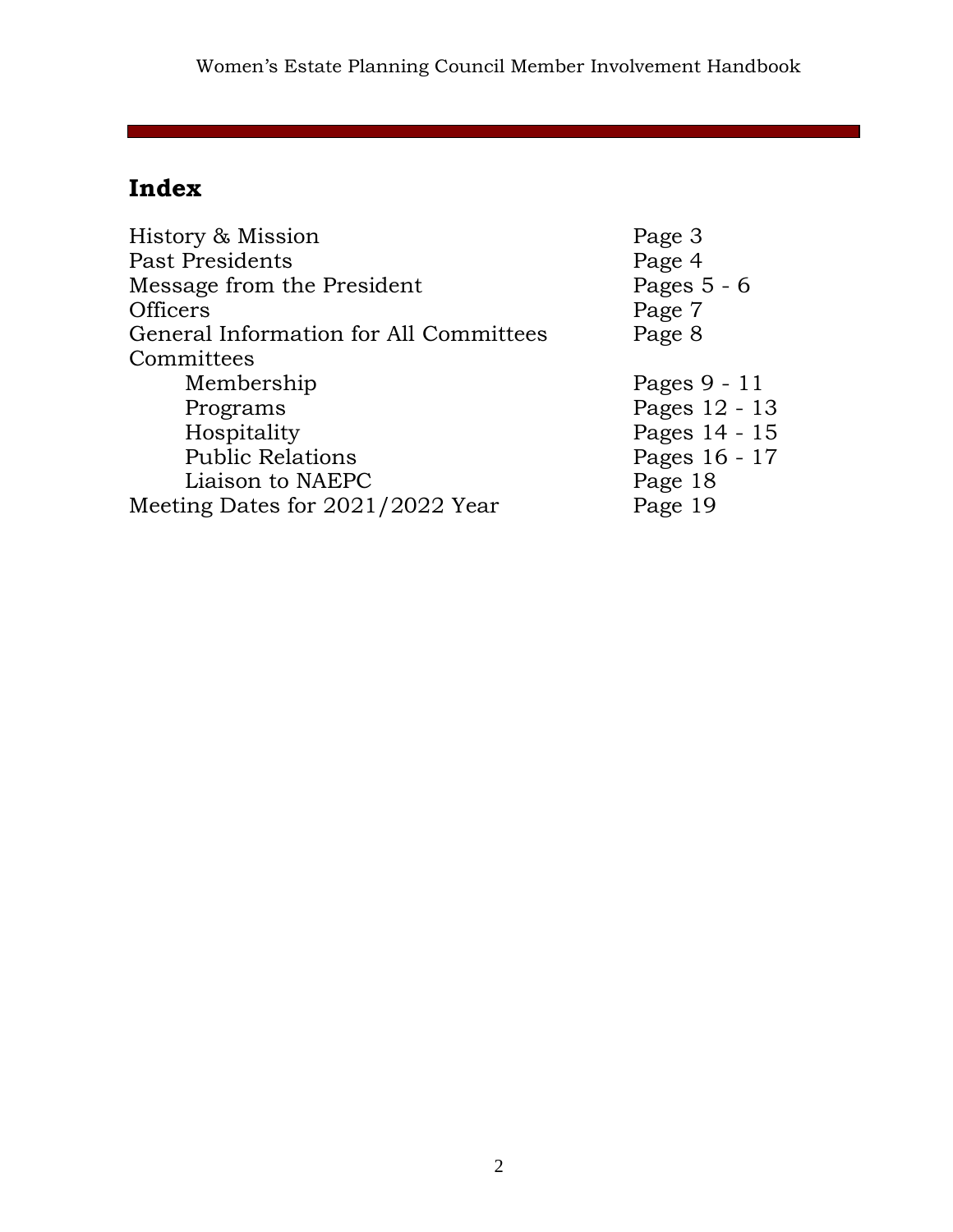# Index

| | |
|---|---|
| History & Mission | Page 3 |
| Past Presidents | Page 4 |
| Message from the President | Pages 5 - 6 |
| Officers | Page 7 |
| General Information for All Committees | Page 8 |
| Committees | |
| Membership | Pages 9 - 11 |
| Programs | Pages 12 - 13 |
| Hospitality | Pages 14 - 15 |
| Public Relations | Pages 16 - 17 |
| Liaison to NAEPC | Page 18 |
| Meeting Dates for 2021/2022 Year | Page 19 |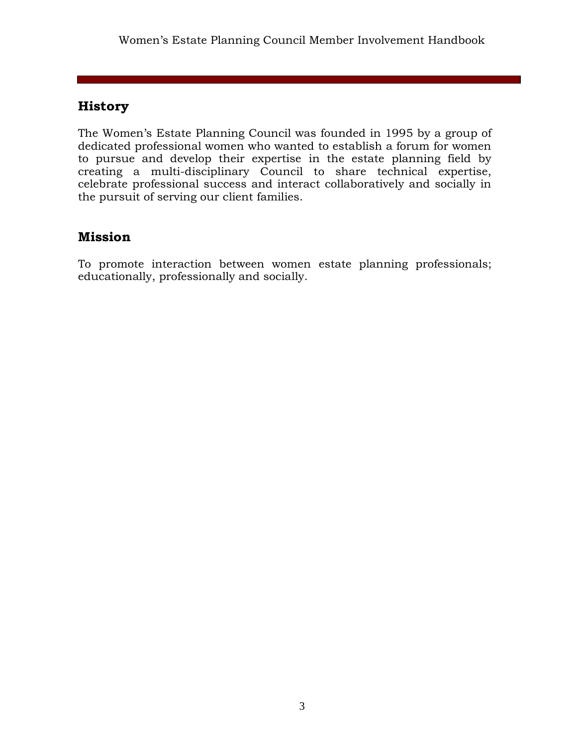## History

The Women's Estate Planning Council was founded in 1995 by a group of dedicated professional women who wanted to establish a forum for women to pursue and develop their expertise in the estate planning field by creating a multi-disciplinary Council to share technical expertise, celebrate professional success and interact collaboratively and socially in the pursuit of serving our client families.

## Mission

To promote interaction between women estate planning professionals; educationally, professionally and socially.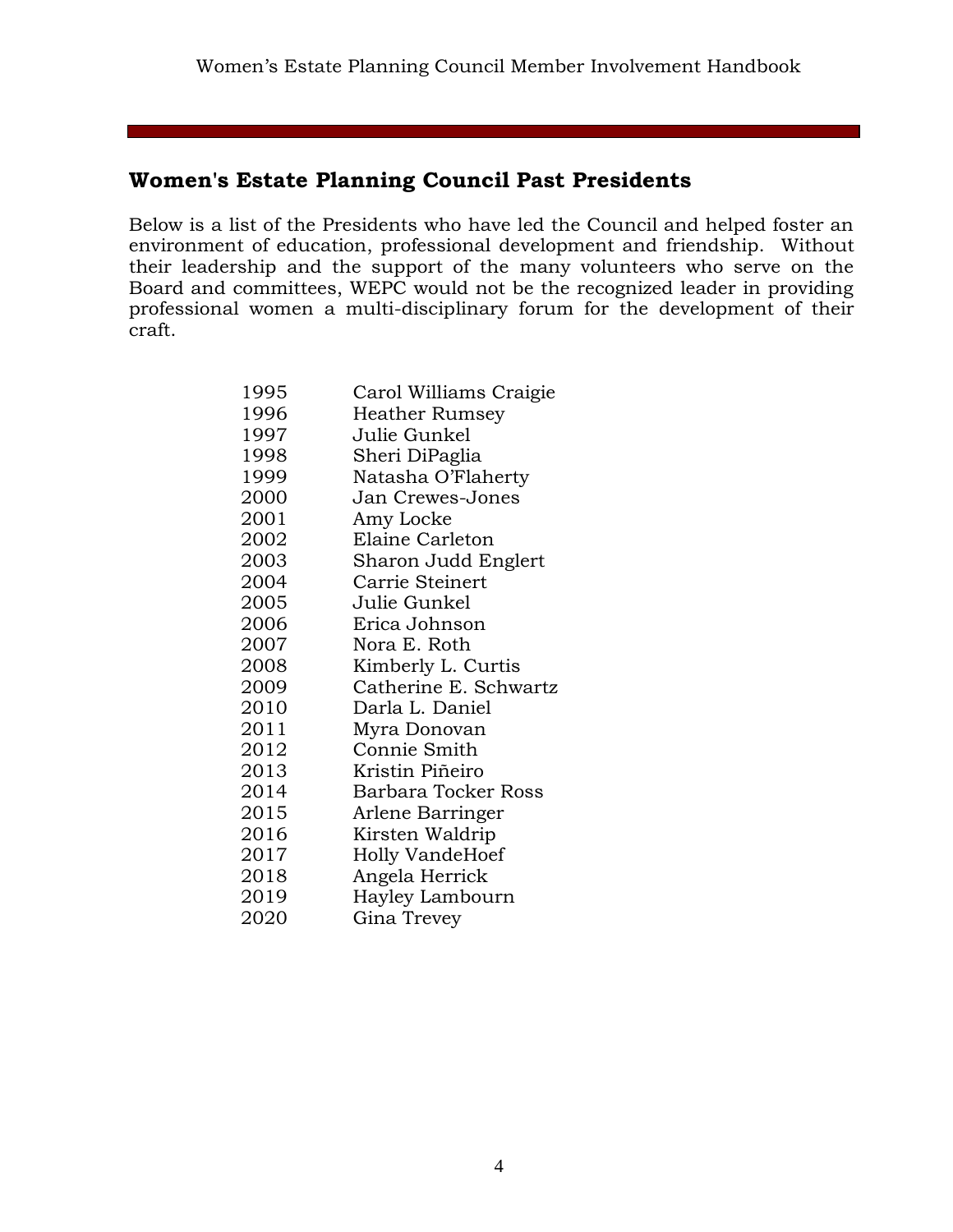## Women's Estate Planning Council Past Presidents

Below is a list of the Presidents who have led the Council and helped foster an environment of education, professional development and friendship. Without their leadership and the support of the many volunteers who serve on the Board and committees, WEPC would not be the recognized leader in providing professional women a multi-disciplinary forum for the development of their craft.

| | |
|---|---|
| 1995 | Carol Williams Craigie |
| 1996 | Heather Rumsey |
| 1997 | Julie Gunkel |
| 1998 | Sheri DiPaglia |
| 1999 | Natasha O'Flaherty |
| 2000 | Jan Crewes-Jones |
| 2001 | Amy Locke |
| 2002 | Elaine Carleton |
| 2003 | Sharon Judd Englert |
| 2004 | Carrie Steinert |
| 2005 | Julie Gunkel |
| 2006 | Erica Johnson |
| 2007 | Nora E. Roth |
| 2008 | Kimberly L. Curtis |
| 2009 | Catherine E. Schwartz |
| 2010 | Darla L. Daniel |
| 2011 | Myra Donovan |
| 2012 | Connie Smith |
| 2013 | Kristin Piñeiro |
| 2014 | Barbara Tocker Ross |
| 2015 | Arlene Barringer |
| 2016 | Kirsten Waldrip |
| 2017 | Holly VandeHoef |
| 2018 | Angela Herrick |
| 2019 | Hayley Lambourn |
| 2020 | Gina Trevey |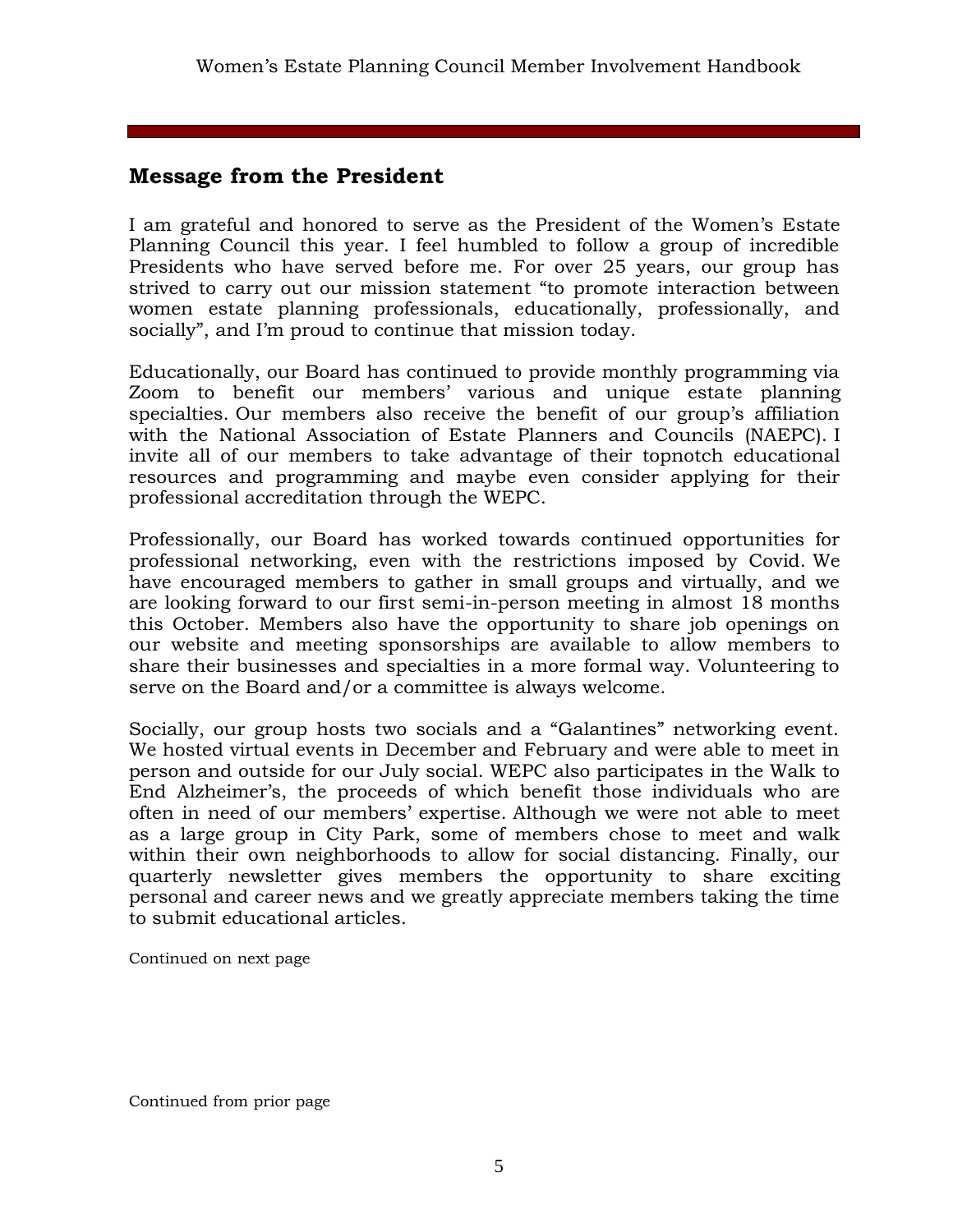## Message from the President

I am grateful and honored to serve as the President of the Women's Estate Planning Council this year. I feel humbled to follow a group of incredible Presidents who have served before me. For over 25 years, our group has strived to carry out our mission statement "to promote interaction between women estate planning professionals, educationally, professionally, and socially", and I'm proud to continue that mission today.

Educationally, our Board has continued to provide monthly programming via Zoom to benefit our members' various and unique estate planning specialties. Our members also receive the benefit of our group's affiliation with the National Association of Estate Planners and Councils (NAEPC). I invite all of our members to take advantage of their topnotch educational resources and programming and maybe even consider applying for their professional accreditation through the WEPC.

Professionally, our Board has worked towards continued opportunities for professional networking, even with the restrictions imposed by Covid. We have encouraged members to gather in small groups and virtually, and we are looking forward to our first semi-in-person meeting in almost 18 months this October. Members also have the opportunity to share job openings on our website and meeting sponsorships are available to allow members to share their businesses and specialties in a more formal way. Volunteering to serve on the Board and/or a committee is always welcome.

Socially, our group hosts two socials and a "Galantines" networking event. We hosted virtual events in December and February and were able to meet in person and outside for our July social. WEPC also participates in the Walk to End Alzheimer's, the proceeds of which benefit those individuals who are often in need of our members' expertise. Although we were not able to meet as a large group in City Park, some of members chose to meet and walk within their own neighborhoods to allow for social distancing. Finally, our quarterly newsletter gives members the opportunity to share exciting personal and career news and we greatly appreciate members taking the time to submit educational articles.

Continued on next page

Continued from prior page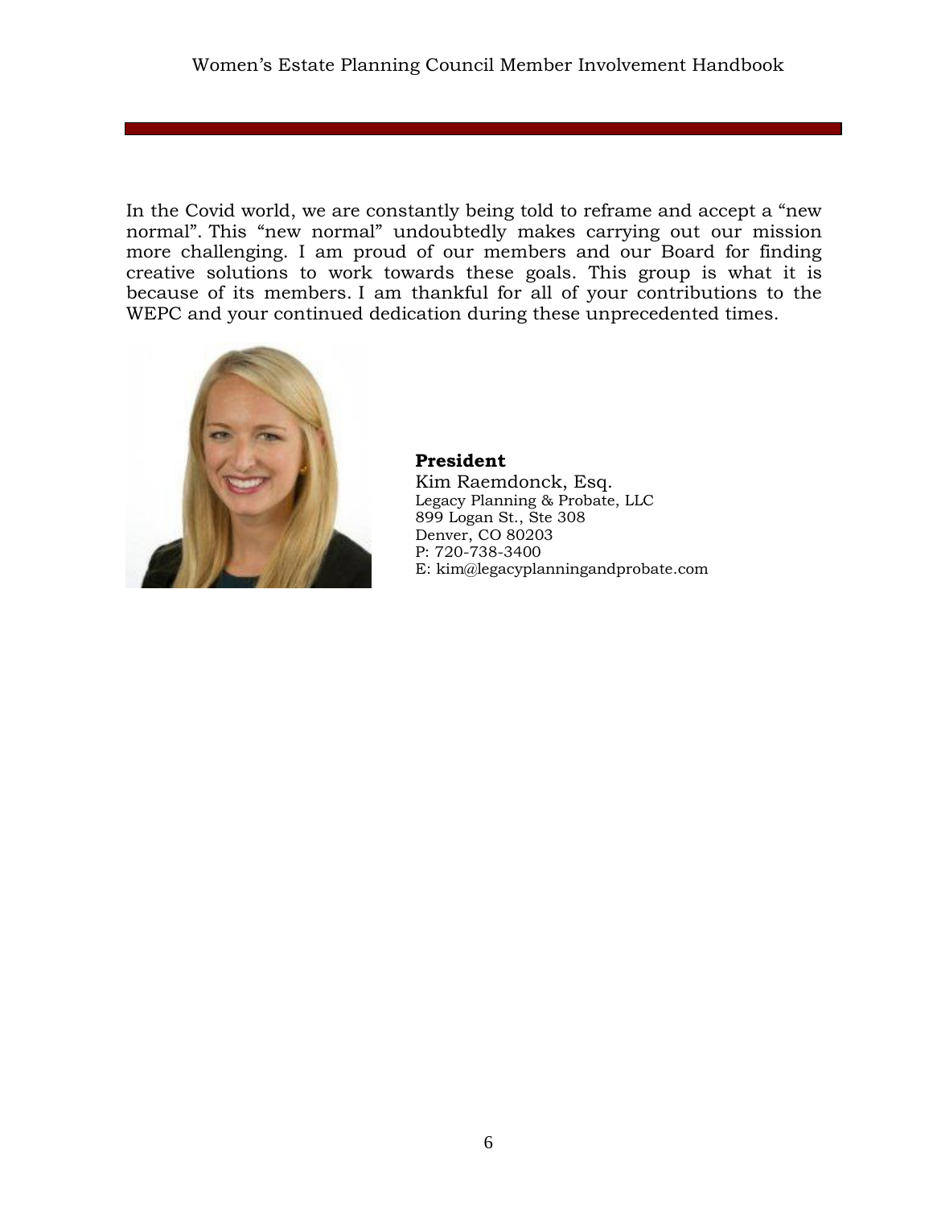In the Covid world, we are constantly being told to reframe and accept a "new normal". This "new normal" undoubtedly makes carrying out our mission more challenging. I am proud of our members and our Board for finding creative solutions to work towards these goals. This group is what it is because of its members. I am thankful for all of your contributions to the WEPC and your continued dedication during these unprecedented times.

**President**
Kim Raemdonck, Esq.
Legacy Planning & Probate, LLC
899 Logan St., Ste 308
Denver, CO 80203
P: 720-738-3400
E: kim@legacyplanningandprobate.com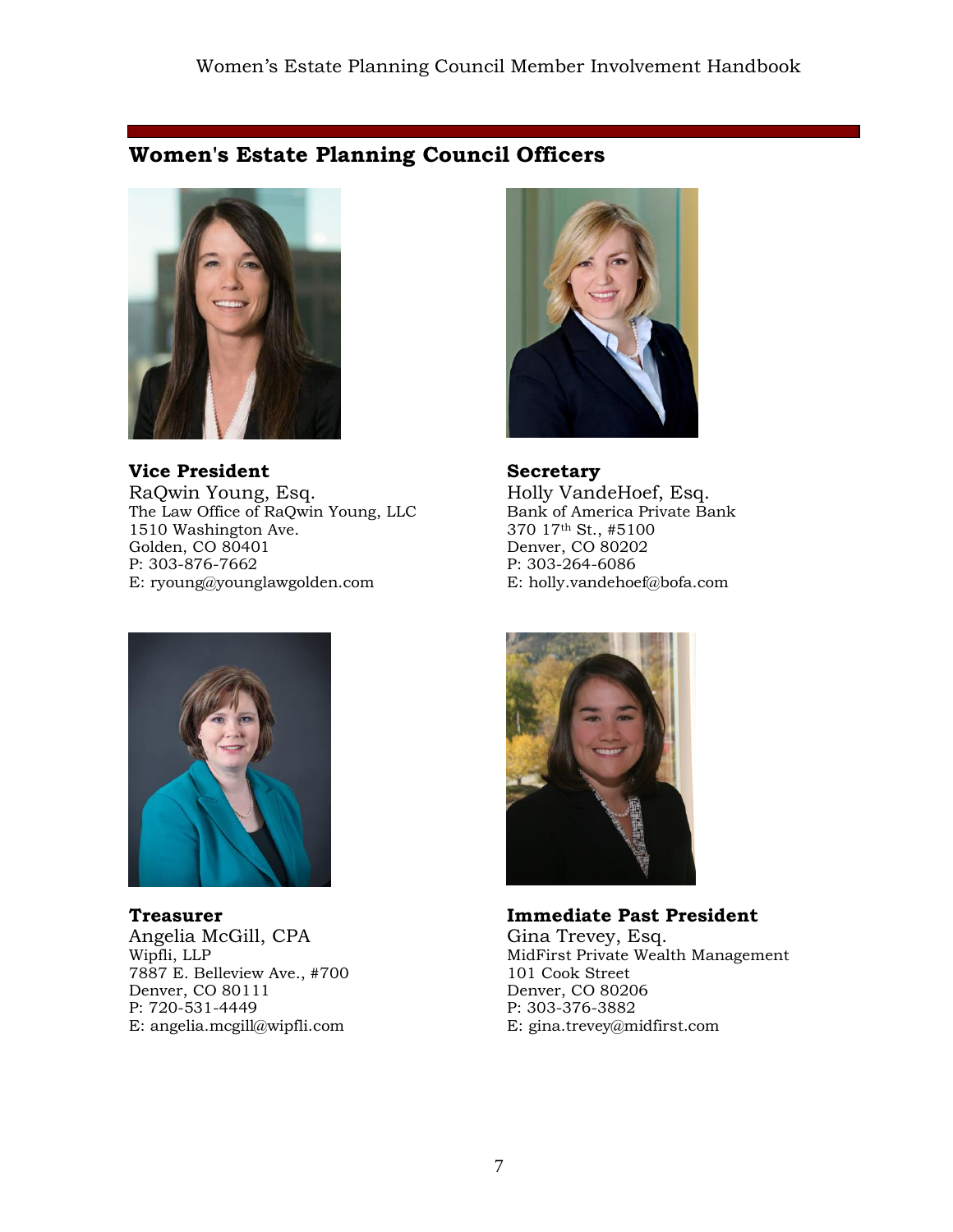## Women's Estate Planning Council Officers

**Vice President**
RaQwin Young, Esq.
The Law Office of RaQwin Young, LLC
1510 Washington Ave.
Golden, CO 80401
P: 303-876-7662
E: ryoung@younglawgolden.com

**Secretary**
Holly VandeHoef, Esq.
Bank of America Private Bank
370 17th St., #5100
Denver, CO 80202
P: 303-264-6086
E: holly.vandehoef@bofa.com

**Treasurer**
Angelia McGill, CPA
Wipfli, LLP
7887 E. Belleview Ave., #700
Denver, CO 80111
P: 720-531-4449
E: angelia.mcgill@wipfli.com

**Immediate Past President**
Gina Trevey, Esq.
MidFirst Private Wealth Management
101 Cook Street
Denver, CO 80206
P: 303-376-3882
E: gina.trevey@midfirst.com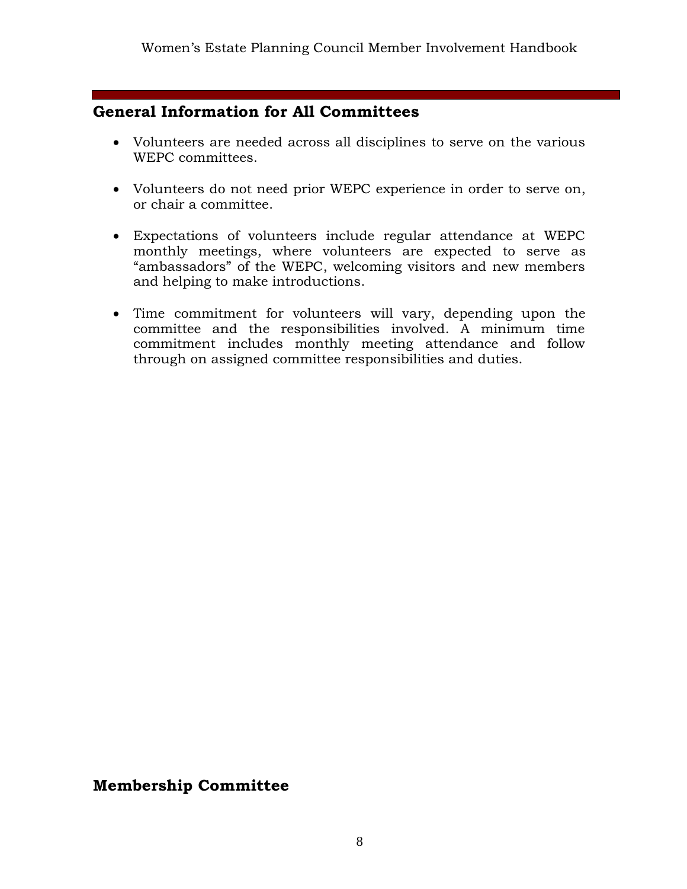## General Information for All Committees

- Volunteers are needed across all disciplines to serve on the various WEPC committees.

- Volunteers do not need prior WEPC experience in order to serve on, or chair a committee.

- Expectations of volunteers include regular attendance at WEPC monthly meetings, where volunteers are expected to serve as "ambassadors" of the WEPC, welcoming visitors and new members and helping to make introductions.

- Time commitment for volunteers will vary, depending upon the committee and the responsibilities involved. A minimum time commitment includes monthly meeting attendance and follow through on assigned committee responsibilities and duties.

## Membership Committee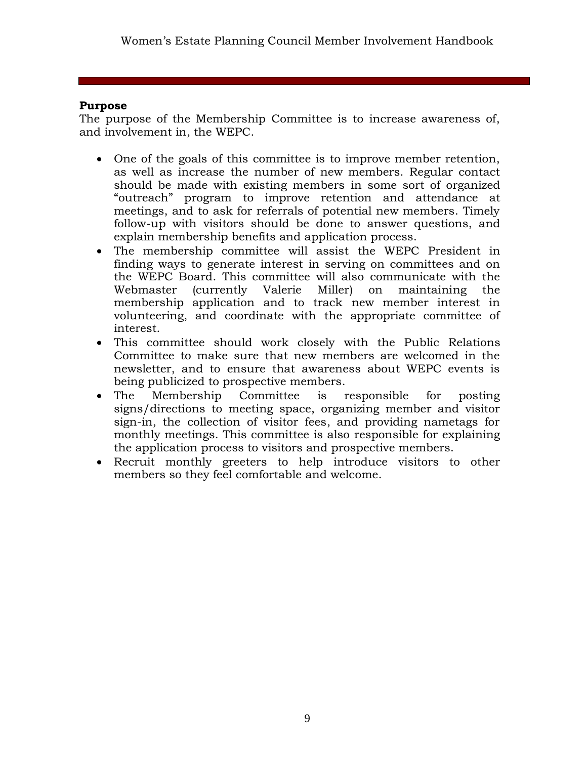**Purpose**

The purpose of the Membership Committee is to increase awareness of, and involvement in, the WEPC.

- One of the goals of this committee is to improve member retention, as well as increase the number of new members. Regular contact should be made with existing members in some sort of organized "outreach" program to improve retention and attendance at meetings, and to ask for referrals of potential new members. Timely follow-up with visitors should be done to answer questions, and explain membership benefits and application process.
- The membership committee will assist the WEPC President in finding ways to generate interest in serving on committees and on the WEPC Board. This committee will also communicate with the Webmaster (currently Valerie Miller) on maintaining the membership application and to track new member interest in volunteering, and coordinate with the appropriate committee of interest.
- This committee should work closely with the Public Relations Committee to make sure that new members are welcomed in the newsletter, and to ensure that awareness about WEPC events is being publicized to prospective members.
- The Membership Committee is responsible for posting signs/directions to meeting space, organizing member and visitor sign-in, the collection of visitor fees, and providing nametags for monthly meetings. This committee is also responsible for explaining the application process to visitors and prospective members.
- Recruit monthly greeters to help introduce visitors to other members so they feel comfortable and welcome.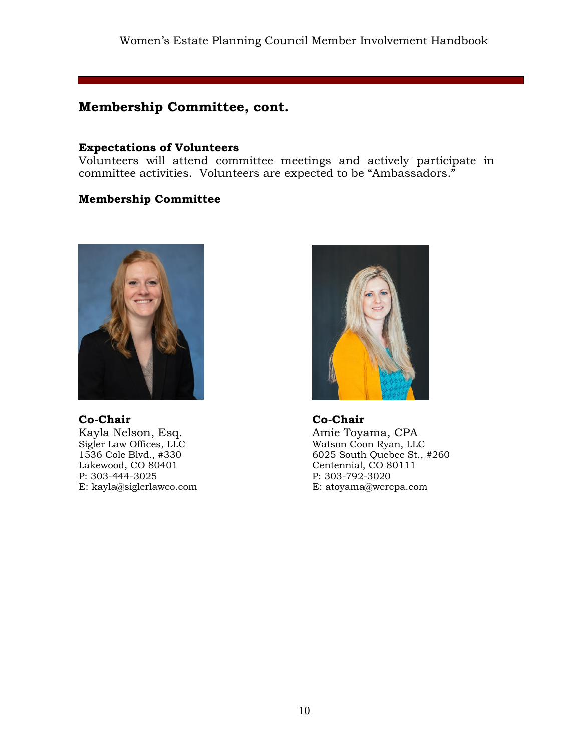## Membership Committee, cont.

**Expectations of Volunteers**
Volunteers will attend committee meetings and actively participate in committee activities. Volunteers are expected to be "Ambassadors."

**Membership Committee**

**Co-Chair**
Kayla Nelson, Esq.
Sigler Law Offices, LLC
1536 Cole Blvd., #330
Lakewood, CO 80401
P: 303-444-3025
E: kayla@siglerlawco.com

**Co-Chair**
Amie Toyama, CPA
Watson Coon Ryan, LLC
6025 South Quebec St., #260
Centennial, CO 80111
P: 303-792-3020
E: atoyama@wcrcpa.com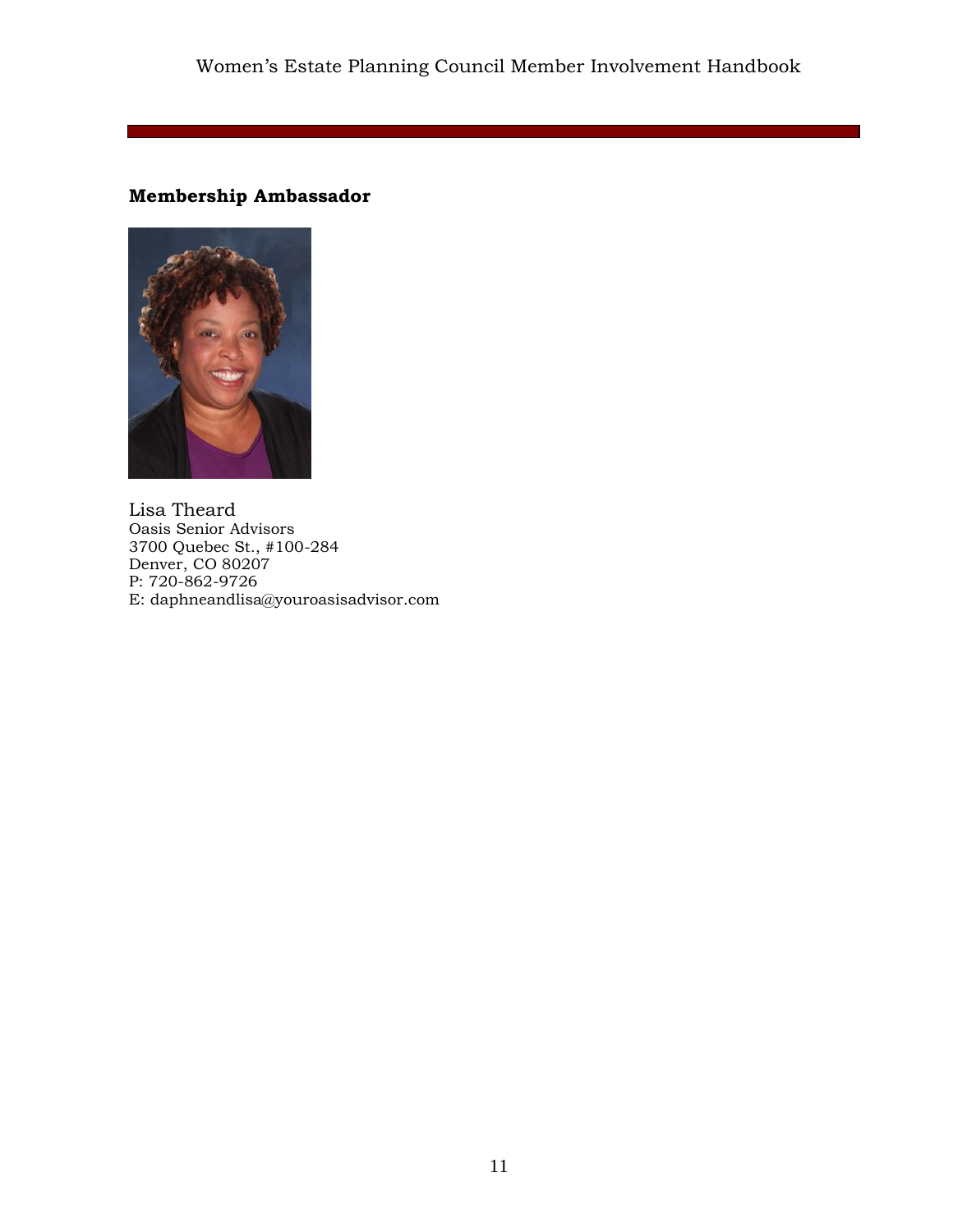**Membership Ambassador**

Lisa Theard
Oasis Senior Advisors
3700 Quebec St., #100-284
Denver, CO 80207
P: 720-862-9726
E: daphneandlisa@youroasisadvisor.com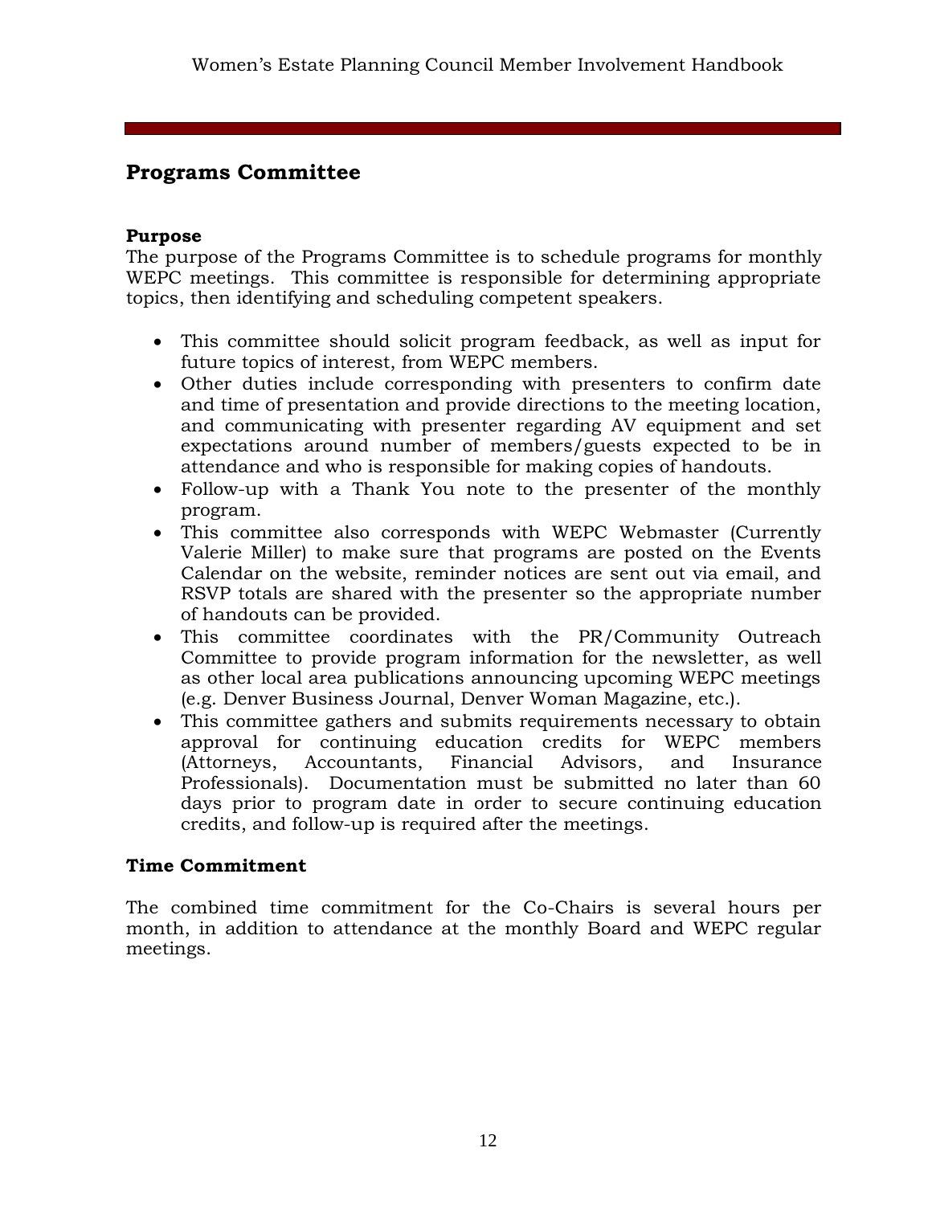## Programs Committee

### Purpose

The purpose of the Programs Committee is to schedule programs for monthly WEPC meetings. This committee is responsible for determining appropriate topics, then identifying and scheduling competent speakers.

- This committee should solicit program feedback, as well as input for future topics of interest, from WEPC members.
- Other duties include corresponding with presenters to confirm date and time of presentation and provide directions to the meeting location, and communicating with presenter regarding AV equipment and set expectations around number of members/guests expected to be in attendance and who is responsible for making copies of handouts.
- Follow-up with a Thank You note to the presenter of the monthly program.
- This committee also corresponds with WEPC Webmaster (Currently Valerie Miller) to make sure that programs are posted on the Events Calendar on the website, reminder notices are sent out via email, and RSVP totals are shared with the presenter so the appropriate number of handouts can be provided.
- This committee coordinates with the PR/Community Outreach Committee to provide program information for the newsletter, as well as other local area publications announcing upcoming WEPC meetings (e.g. Denver Business Journal, Denver Woman Magazine, etc.).
- This committee gathers and submits requirements necessary to obtain approval for continuing education credits for WEPC members (Attorneys, Accountants, Financial Advisors, and Insurance Professionals). Documentation must be submitted no later than 60 days prior to program date in order to secure continuing education credits, and follow-up is required after the meetings.

### Time Commitment

The combined time commitment for the Co-Chairs is several hours per month, in addition to attendance at the monthly Board and WEPC regular meetings.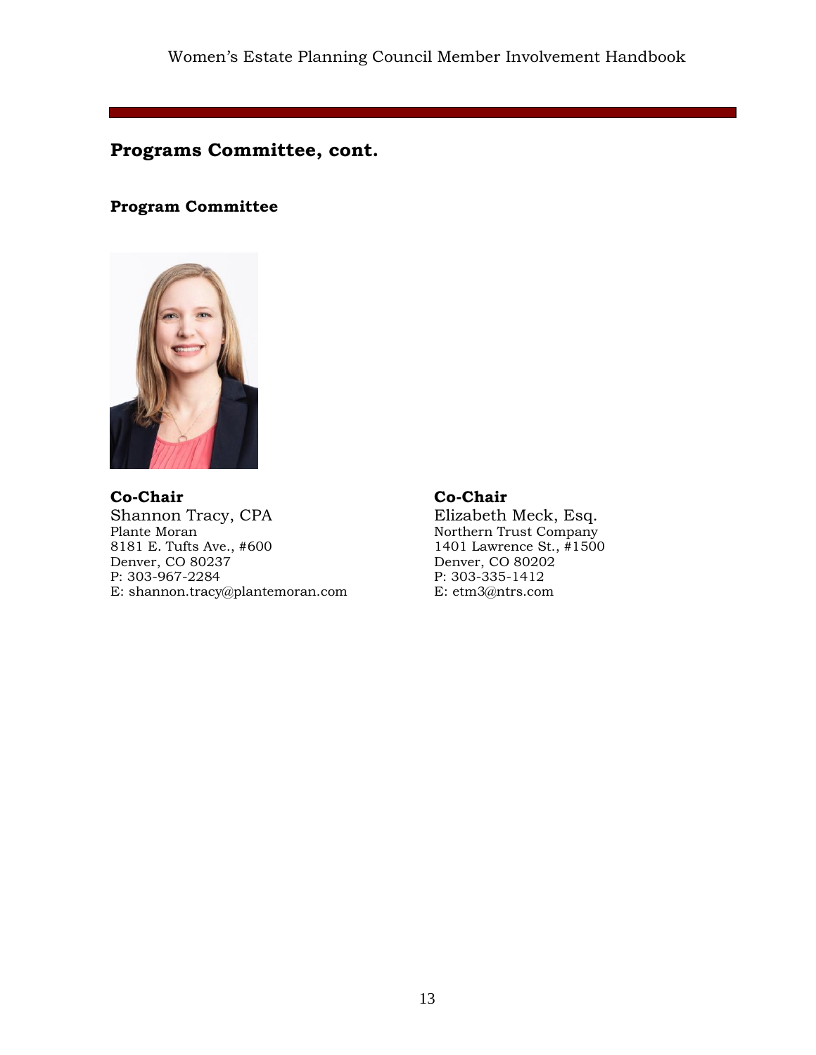## Programs Committee, cont.

### Program Committee

**Co-Chair**
Shannon Tracy, CPA
Plante Moran
8181 E. Tufts Ave., #600
Denver, CO 80237
P: 303-967-2284
E: shannon.tracy@plantemoran.com

**Co-Chair**
Elizabeth Meck, Esq.
Northern Trust Company
1401 Lawrence St., #1500
Denver, CO 80202
P: 303-335-1412
E: etm3@ntrs.com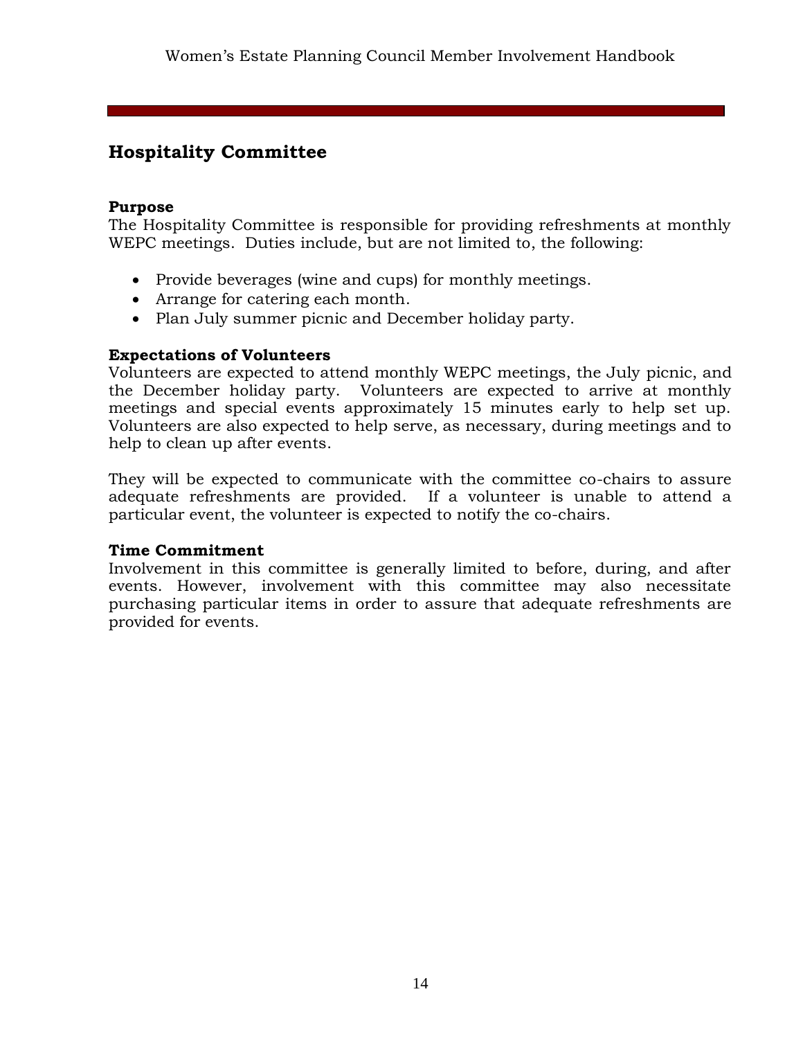## Hospitality Committee

### Purpose

The Hospitality Committee is responsible for providing refreshments at monthly WEPC meetings. Duties include, but are not limited to, the following:

- Provide beverages (wine and cups) for monthly meetings.
- Arrange for catering each month.
- Plan July summer picnic and December holiday party.

### Expectations of Volunteers

Volunteers are expected to attend monthly WEPC meetings, the July picnic, and the December holiday party. Volunteers are expected to arrive at monthly meetings and special events approximately 15 minutes early to help set up. Volunteers are also expected to help serve, as necessary, during meetings and to help to clean up after events.

They will be expected to communicate with the committee co-chairs to assure adequate refreshments are provided. If a volunteer is unable to attend a particular event, the volunteer is expected to notify the co-chairs.

### Time Commitment

Involvement in this committee is generally limited to before, during, and after events. However, involvement with this committee may also necessitate purchasing particular items in order to assure that adequate refreshments are provided for events.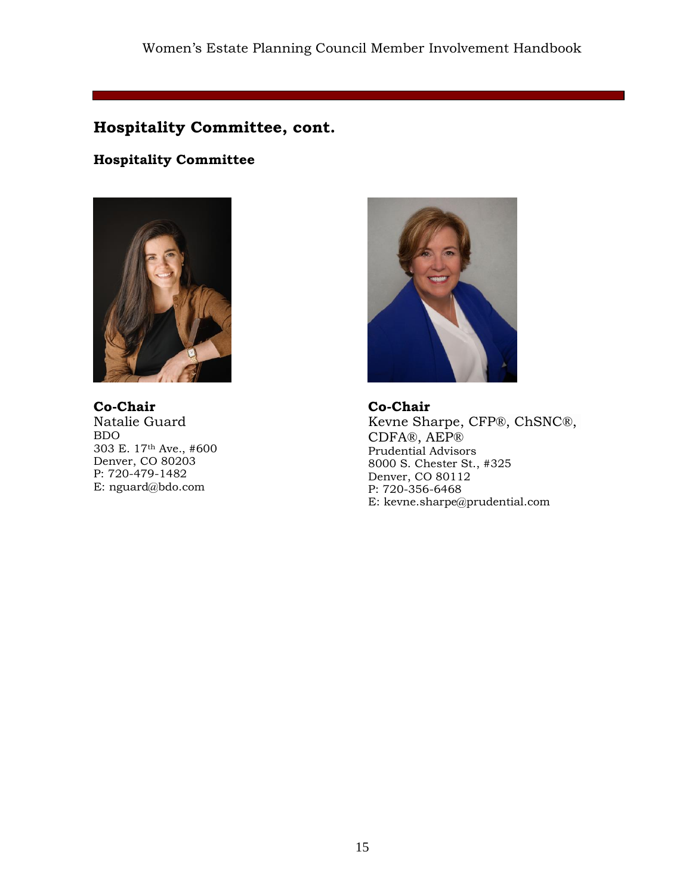## Hospitality Committee, cont.

### Hospitality Committee

**Co-Chair**
Natalie Guard
BDO
303 E. 17th Ave., #600
Denver, CO 80203
P: 720-479-1482
E: nguard@bdo.com

**Co-Chair**
Kevne Sharpe, CFP®, ChSNC®, CDFA®, AEP®
Prudential Advisors
8000 S. Chester St., #325
Denver, CO 80112
P: 720-356-6468
E: kevne.sharpe@prudential.com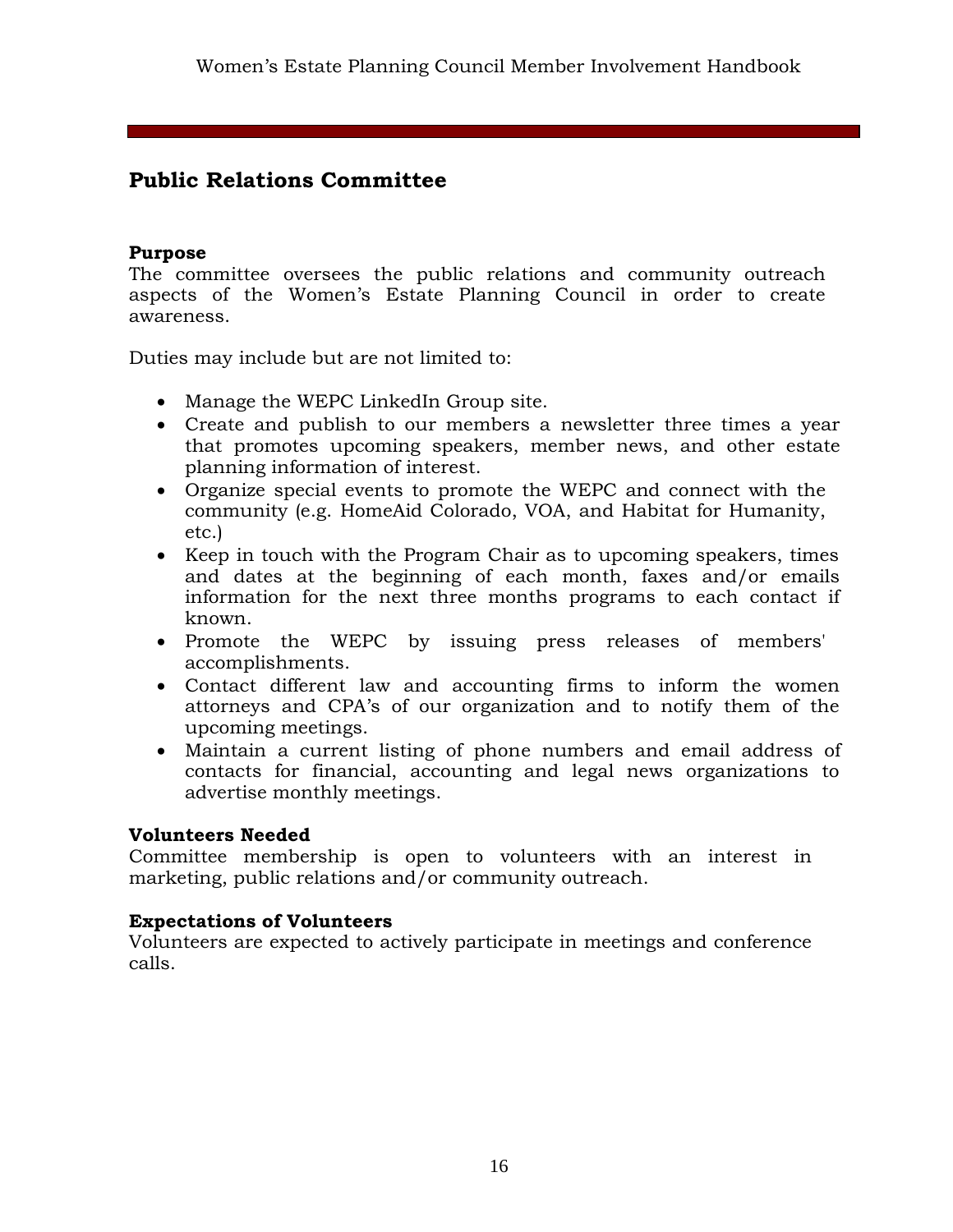## Public Relations Committee

**Purpose**
The committee oversees the public relations and community outreach aspects of the Women's Estate Planning Council in order to create awareness.

Duties may include but are not limited to:

- Manage the WEPC LinkedIn Group site.
- Create and publish to our members a newsletter three times a year that promotes upcoming speakers, member news, and other estate planning information of interest.
- Organize special events to promote the WEPC and connect with the community (e.g. HomeAid Colorado, VOA, and Habitat for Humanity, etc.)
- Keep in touch with the Program Chair as to upcoming speakers, times and dates at the beginning of each month, faxes and/or emails information for the next three months programs to each contact if known.
- Promote the WEPC by issuing press releases of members' accomplishments.
- Contact different law and accounting firms to inform the women attorneys and CPA's of our organization and to notify them of the upcoming meetings.
- Maintain a current listing of phone numbers and email address of contacts for financial, accounting and legal news organizations to advertise monthly meetings.

**Volunteers Needed**
Committee membership is open to volunteers with an interest in marketing, public relations and/or community outreach.

**Expectations of Volunteers**
Volunteers are expected to actively participate in meetings and conference calls.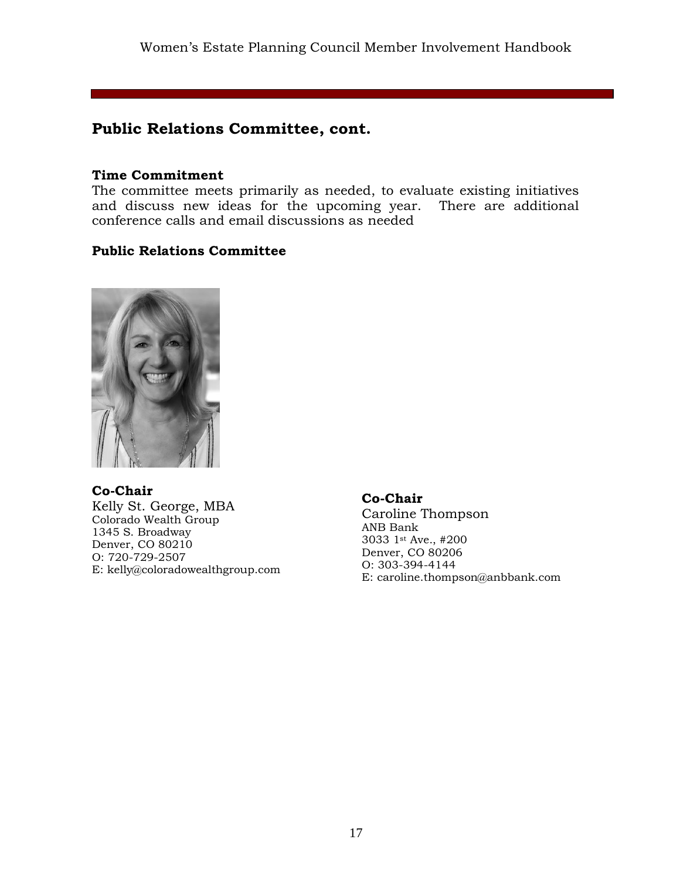## Public Relations Committee, cont.

**Time Commitment**
The committee meets primarily as needed, to evaluate existing initiatives and discuss new ideas for the upcoming year. There are additional conference calls and email discussions as needed

**Public Relations Committee**

**Co-Chair**
Kelly St. George, MBA
Colorado Wealth Group
1345 S. Broadway
Denver, CO 80210
O: 720-729-2507
E: kelly@coloradowealthgroup.com

**Co-Chair**
Caroline Thompson
ANB Bank
3033 1st Ave., #200
Denver, CO 80206
O: 303-394-4144
E: caroline.thompson@anbbank.com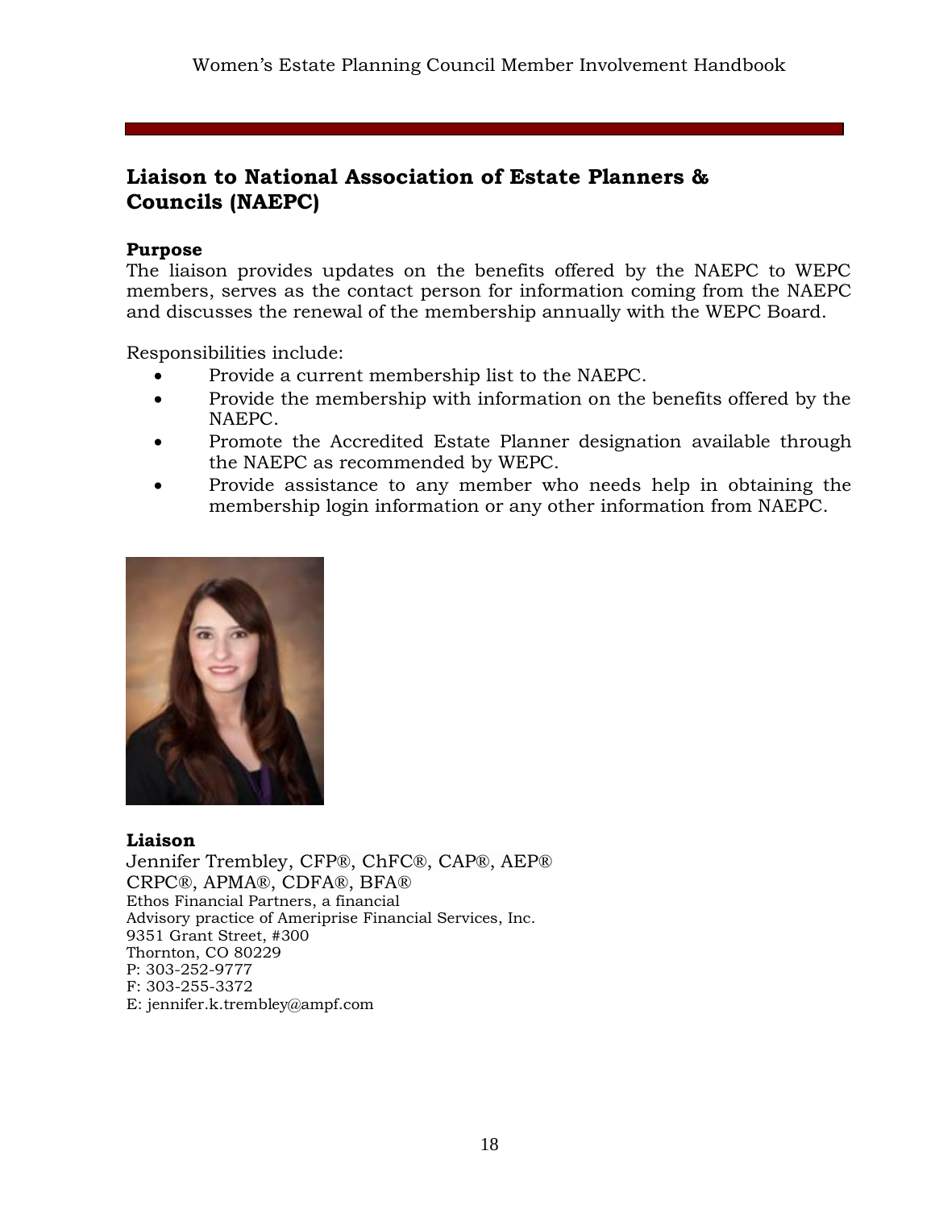## Liaison to National Association of Estate Planners & Councils (NAEPC)

**Purpose**

The liaison provides updates on the benefits offered by the NAEPC to WEPC members, serves as the contact person for information coming from the NAEPC and discusses the renewal of the membership annually with the WEPC Board.

Responsibilities include:

- Provide a current membership list to the NAEPC.
- Provide the membership with information on the benefits offered by the NAEPC.
- Promote the Accredited Estate Planner designation available through the NAEPC as recommended by WEPC.
- Provide assistance to any member who needs help in obtaining the membership login information or any other information from NAEPC.

**Liaison**

Jennifer Trembley, CFP®, ChFC®, CAP®, AEP®
CRPC®, APMA®, CDFA®, BFA®
Ethos Financial Partners, a financial
Advisory practice of Ameriprise Financial Services, Inc.
9351 Grant Street, #300
Thornton, CO 80229
P: 303-252-9777
F: 303-255-3372
E: jennifer.k.trembley@ampf.com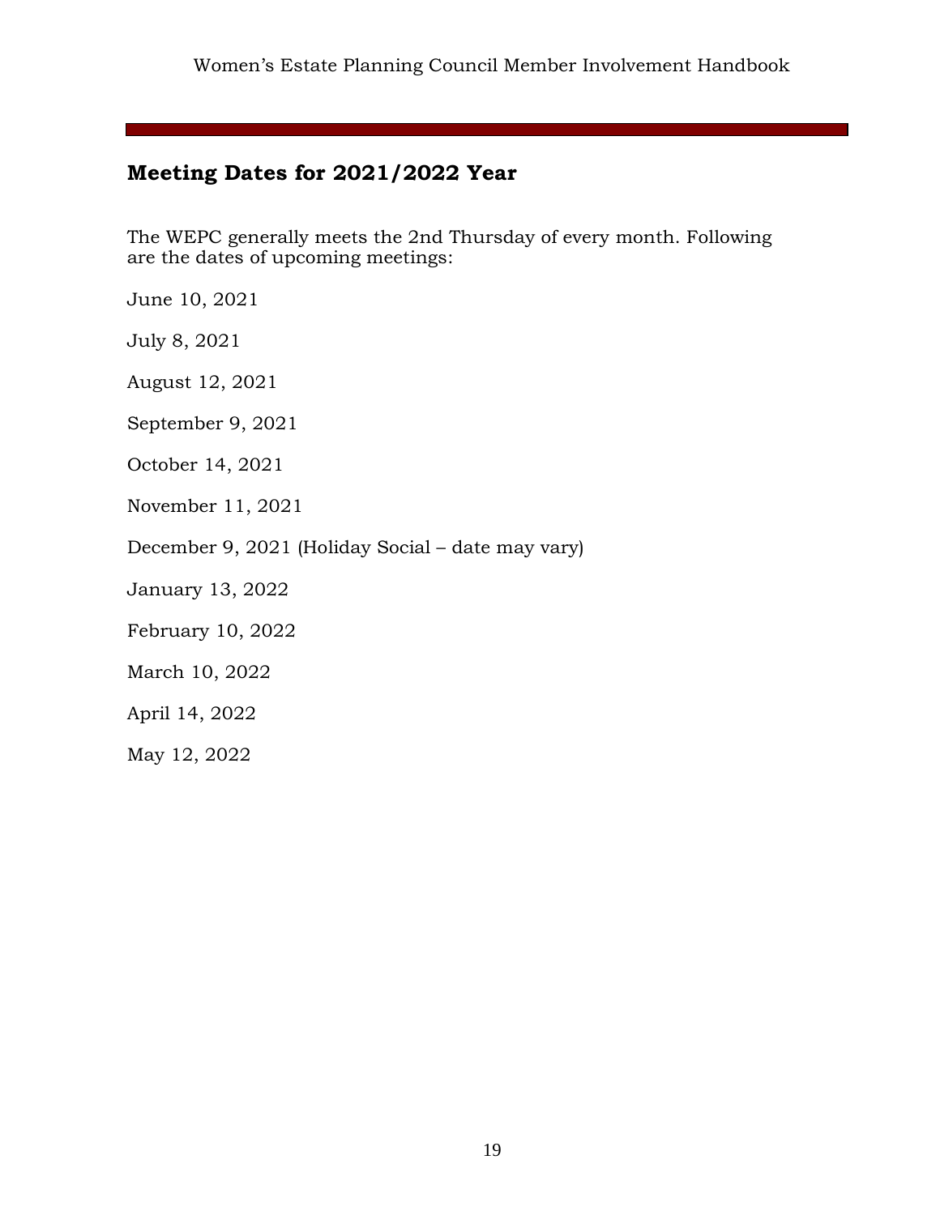## Meeting Dates for 2021/2022 Year

The WEPC generally meets the 2nd Thursday of every month. Following are the dates of upcoming meetings:

June 10, 2021

July 8, 2021

August 12, 2021

September 9, 2021

October 14, 2021

November 11, 2021

December 9, 2021 (Holiday Social – date may vary)

January 13, 2022

February 10, 2022

March 10, 2022

April 14, 2022

May 12, 2022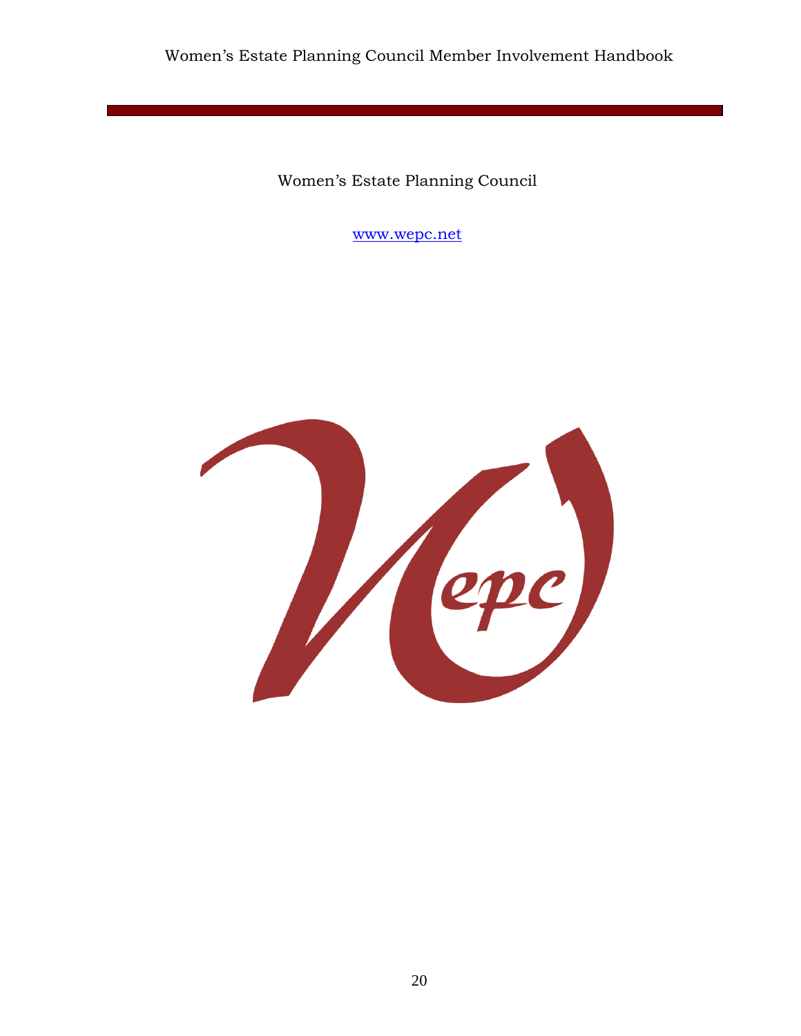Women's Estate Planning Council

www.wepc.net